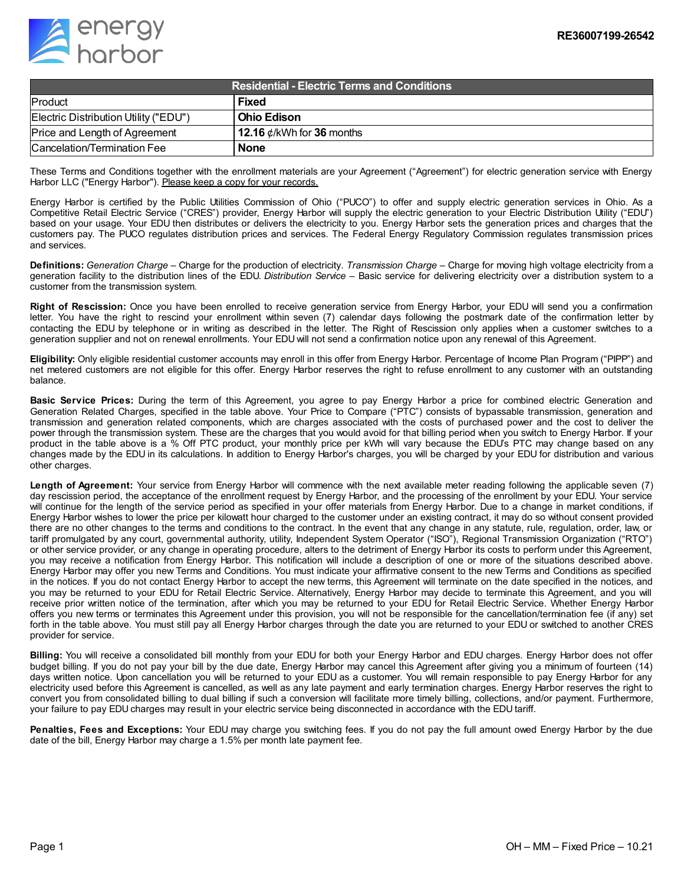RE36007199-26542

| Residential - Electric Terms and Conditions | |
|---|---|
| Product | **Fixed** |
| Electric Distribution Utility ("EDU") | **Ohio Edison** |
| Price and Length of Agreement | **12.16** ¢/kWh for **36** months |
| Cancelation/Termination Fee | **None** |

These Terms and Conditions together with the enrollment materials are your Agreement ("Agreement") for electric generation service with Energy Harbor LLC ("Energy Harbor"). Please keep a copy for your records.

Energy Harbor is certified by the Public Utilities Commission of Ohio ("PUCO") to offer and supply electric generation services in Ohio. As a Competitive Retail Electric Service ("CRES") provider, Energy Harbor will supply the electric generation to your Electric Distribution Utility ("EDU") based on your usage. Your EDU then distributes or delivers the electricity to you. Energy Harbor sets the generation prices and charges that the customers pay. The PUCO regulates distribution prices and services. The Federal Energy Regulatory Commission regulates transmission prices and services.

**Definitions:** *Generation Charge* – Charge for the production of electricity. *Transmission Charge* – Charge for moving high voltage electricity from a generation facility to the distribution lines of the EDU. *Distribution Service* – Basic service for delivering electricity over a distribution system to a customer from the transmission system.

**Right of Rescission:** Once you have been enrolled to receive generation service from Energy Harbor, your EDU will send you a confirmation letter. You have the right to rescind your enrollment within seven (7) calendar days following the postmark date of the confirmation letter by contacting the EDU by telephone or in writing as described in the letter. The Right of Rescission only applies when a customer switches to a generation supplier and not on renewal enrollments. Your EDU will not send a confirmation notice upon any renewal of this Agreement.

**Eligibility:** Only eligible residential customer accounts may enroll in this offer from Energy Harbor. Percentage of Income Plan Program ("PIPP") and net metered customers are not eligible for this offer. Energy Harbor reserves the right to refuse enrollment to any customer with an outstanding balance.

**Basic Service Prices:** During the term of this Agreement, you agree to pay Energy Harbor a price for combined electric Generation and Generation Related Charges, specified in the table above. Your Price to Compare ("PTC") consists of bypassable transmission, generation and transmission and generation related components, which are charges associated with the costs of purchased power and the cost to deliver the power through the transmission system. These are the charges that you would avoid for that billing period when you switch to Energy Harbor. If your product in the table above is a % Off PTC product, your monthly price per kWh will vary because the EDU's PTC may change based on any changes made by the EDU in its calculations. In addition to Energy Harbor's charges, you will be charged by your EDU for distribution and various other charges.

**Length of Agreement:** Your service from Energy Harbor will commence with the next available meter reading following the applicable seven (7) day rescission period, the acceptance of the enrollment request by Energy Harbor, and the processing of the enrollment by your EDU. Your service will continue for the length of the service period as specified in your offer materials from Energy Harbor. Due to a change in market conditions, if Energy Harbor wishes to lower the price per kilowatt hour charged to the customer under an existing contract, it may do so without consent provided there are no other changes to the terms and conditions to the contract. In the event that any change in any statute, rule, regulation, order, law, or tariff promulgated by any court, governmental authority, utility, Independent System Operator ("ISO"), Regional Transmission Organization ("RTO") or other service provider, or any change in operating procedure, alters to the detriment of Energy Harbor its costs to perform under this Agreement, you may receive a notification from Energy Harbor. This notification will include a description of one or more of the situations described above. Energy Harbor may offer you new Terms and Conditions. You must indicate your affirmative consent to the new Terms and Conditions as specified in the notices. If you do not contact Energy Harbor to accept the new terms, this Agreement will terminate on the date specified in the notices, and you may be returned to your EDU for Retail Electric Service. Alternatively, Energy Harbor may decide to terminate this Agreement, and you will receive prior written notice of the termination, after which you may be returned to your EDU for Retail Electric Service. Whether Energy Harbor offers you new terms or terminates this Agreement under this provision, you will not be responsible for the cancellation/termination fee (if any) set forth in the table above. You must still pay all Energy Harbor charges through the date you are returned to your EDU or switched to another CRES provider for service.

**Billing:** You will receive a consolidated bill monthly from your EDU for both your Energy Harbor and EDU charges. Energy Harbor does not offer budget billing. If you do not pay your bill by the due date, Energy Harbor may cancel this Agreement after giving you a minimum of fourteen (14) days written notice. Upon cancellation you will be returned to your EDU as a customer. You will remain responsible to pay Energy Harbor for any electricity used before this Agreement is cancelled, as well as any late payment and early termination charges. Energy Harbor reserves the right to convert you from consolidated billing to dual billing if such a conversion will facilitate more timely billing, collections, and/or payment. Furthermore, your failure to pay EDU charges may result in your electric service being disconnected in accordance with the EDU tariff.

**Penalties, Fees and Exceptions:** Your EDU may charge you switching fees. If you do not pay the full amount owed Energy Harbor by the due date of the bill, Energy Harbor may charge a 1.5% per month late payment fee.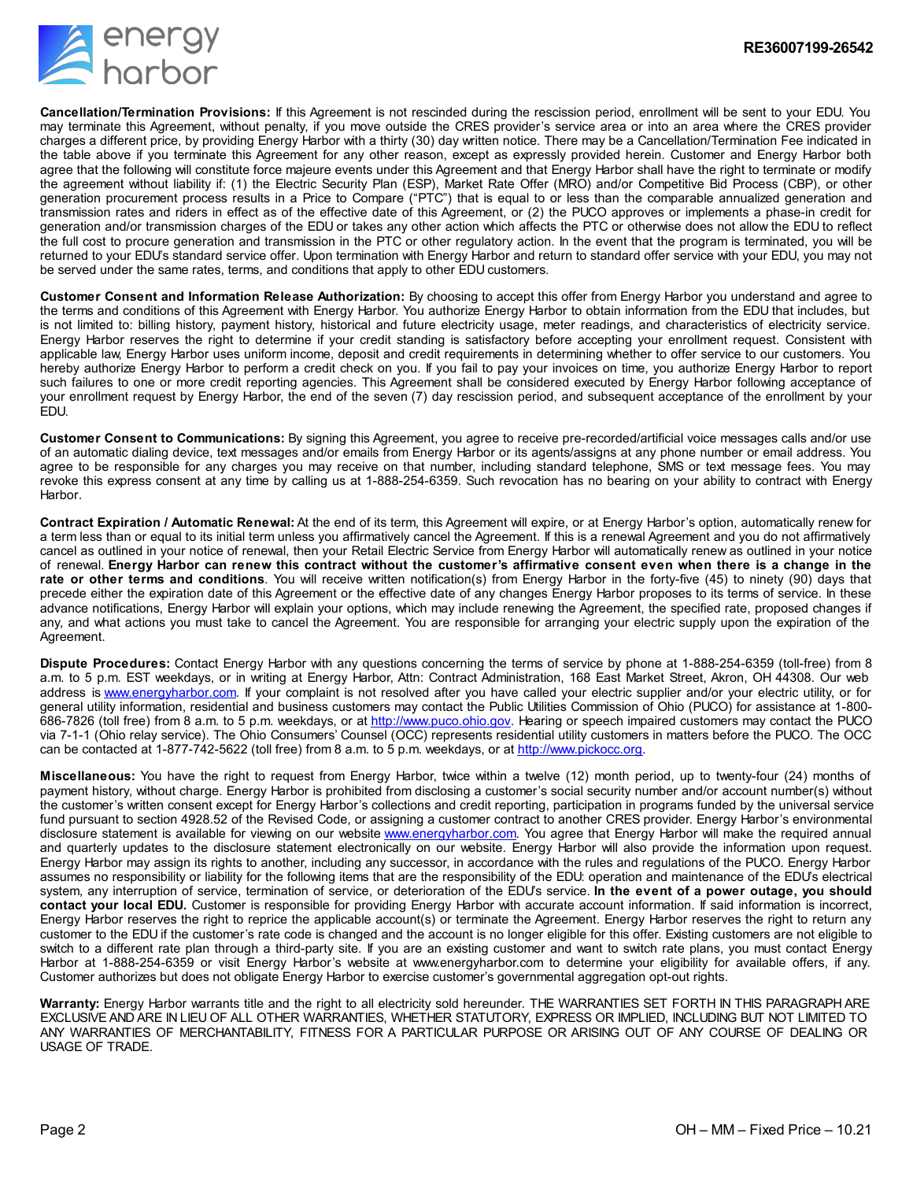**Cancellation/Termination Provisions:** If this Agreement is not rescinded during the rescission period, enrollment will be sent to your EDU. You may terminate this Agreement, without penalty, if you move outside the CRES provider's service area or into an area where the CRES provider charges a different price, by providing Energy Harbor with a thirty (30) day written notice. There may be a Cancellation/Termination Fee indicated in the table above if you terminate this Agreement for any other reason, except as expressly provided herein. Customer and Energy Harbor both agree that the following will constitute force majeure events under this Agreement and that Energy Harbor shall have the right to terminate or modify the agreement without liability if: (1) the Electric Security Plan (ESP), Market Rate Offer (MRO) and/or Competitive Bid Process (CBP), or other generation procurement process results in a Price to Compare ("PTC") that is equal to or less than the comparable annualized generation and transmission rates and riders in effect as of the effective date of this Agreement, or (2) the PUCO approves or implements a phase-in credit for generation and/or transmission charges of the EDU or takes any other action which affects the PTC or otherwise does not allow the EDU to reflect the full cost to procure generation and transmission in the PTC or other regulatory action. In the event that the program is terminated, you will be returned to your EDU's standard service offer. Upon termination with Energy Harbor and return to standard offer service with your EDU, you may not be served under the same rates, terms, and conditions that apply to other EDU customers.

**Customer Consent and Information Release Authorization:** By choosing to accept this offer from Energy Harbor you understand and agree to the terms and conditions of this Agreement with Energy Harbor. You authorize Energy Harbor to obtain information from the EDU that includes, but is not limited to: billing history, payment history, historical and future electricity usage, meter readings, and characteristics of electricity service. Energy Harbor reserves the right to determine if your credit standing is satisfactory before accepting your enrollment request. Consistent with applicable law, Energy Harbor uses uniform income, deposit and credit requirements in determining whether to offer service to our customers. You hereby authorize Energy Harbor to perform a credit check on you. If you fail to pay your invoices on time, you authorize Energy Harbor to report such failures to one or more credit reporting agencies. This Agreement shall be considered executed by Energy Harbor following acceptance of your enrollment request by Energy Harbor, the end of the seven (7) day rescission period, and subsequent acceptance of the enrollment by your EDU.

**Customer Consent to Communications:** By signing this Agreement, you agree to receive pre-recorded/artificial voice messages calls and/or use of an automatic dialing device, text messages and/or emails from Energy Harbor or its agents/assigns at any phone number or email address. You agree to be responsible for any charges you may receive on that number, including standard telephone, SMS or text message fees. You may revoke this express consent at any time by calling us at 1-888-254-6359. Such revocation has no bearing on your ability to contract with Energy Harbor.

**Contract Expiration / Automatic Renewal:** At the end of its term, this Agreement will expire, or at Energy Harbor's option, automatically renew for a term less than or equal to its initial term unless you affirmatively cancel the Agreement. If this is a renewal Agreement and you do not affirmatively cancel as outlined in your notice of renewal, then your Retail Electric Service from Energy Harbor will automatically renew as outlined in your notice of renewal. **Energy Harbor can renew this contract without the customer's affirmative consent even when there is a change in the rate or other terms and conditions**. You will receive written notification(s) from Energy Harbor in the forty-five (45) to ninety (90) days that precede either the expiration date of this Agreement or the effective date of any changes Energy Harbor proposes to its terms of service. In these advance notifications, Energy Harbor will explain your options, which may include renewing the Agreement, the specified rate, proposed changes if any, and what actions you must take to cancel the Agreement. You are responsible for arranging your electric supply upon the expiration of the Agreement.

**Dispute Procedures:** Contact Energy Harbor with any questions concerning the terms of service by phone at 1-888-254-6359 (toll-free) from 8 a.m. to 5 p.m. EST weekdays, or in writing at Energy Harbor, Attn: Contract Administration, 168 East Market Street, Akron, OH 44308. Our web address is www.energyharbor.com. If your complaint is not resolved after you have called your electric supplier and/or your electric utility, or for general utility information, residential and business customers may contact the Public Utilities Commission of Ohio (PUCO) for assistance at 1-800-686-7826 (toll free) from 8 a.m. to 5 p.m. weekdays, or at http://www.puco.ohio.gov. Hearing or speech impaired customers may contact the PUCO via 7-1-1 (Ohio relay service). The Ohio Consumers' Counsel (OCC) represents residential utility customers in matters before the PUCO. The OCC can be contacted at 1-877-742-5622 (toll free) from 8 a.m. to 5 p.m. weekdays, or at http://www.pickocc.org.

**Miscellaneous:** You have the right to request from Energy Harbor, twice within a twelve (12) month period, up to twenty-four (24) months of payment history, without charge. Energy Harbor is prohibited from disclosing a customer's social security number and/or account number(s) without the customer's written consent except for Energy Harbor's collections and credit reporting, participation in programs funded by the universal service fund pursuant to section 4928.52 of the Revised Code, or assigning a customer contract to another CRES provider. Energy Harbor's environmental disclosure statement is available for viewing on our website www.energyharbor.com. You agree that Energy Harbor will make the required annual and quarterly updates to the disclosure statement electronically on our website. Energy Harbor will also provide the information upon request. Energy Harbor may assign its rights to another, including any successor, in accordance with the rules and regulations of the PUCO. Energy Harbor assumes no responsibility or liability for the following items that are the responsibility of the EDU: operation and maintenance of the EDU's electrical system, any interruption of service, termination of service, or deterioration of the EDU's service. **In the event of a power outage, you should contact your local EDU.** Customer is responsible for providing Energy Harbor with accurate account information. If said information is incorrect, Energy Harbor reserves the right to reprice the applicable account(s) or terminate the Agreement. Energy Harbor reserves the right to return any customer to the EDU if the customer's rate code is changed and the account is no longer eligible for this offer. Existing customers are not eligible to switch to a different rate plan through a third-party site. If you are an existing customer and want to switch rate plans, you must contact Energy Harbor at 1-888-254-6359 or visit Energy Harbor's website at www.energyharbor.com to determine your eligibility for available offers, if any. Customer authorizes but does not obligate Energy Harbor to exercise customer's governmental aggregation opt-out rights.

**Warranty:** Energy Harbor warrants title and the right to all electricity sold hereunder. THE WARRANTIES SET FORTH IN THIS PARAGRAPH ARE EXCLUSIVE AND ARE IN LIEU OF ALL OTHER WARRANTIES, WHETHER STATUTORY, EXPRESS OR IMPLIED, INCLUDING BUT NOT LIMITED TO ANY WARRANTIES OF MERCHANTABILITY, FITNESS FOR A PARTICULAR PURPOSE OR ARISING OUT OF ANY COURSE OF DEALING OR USAGE OF TRADE.